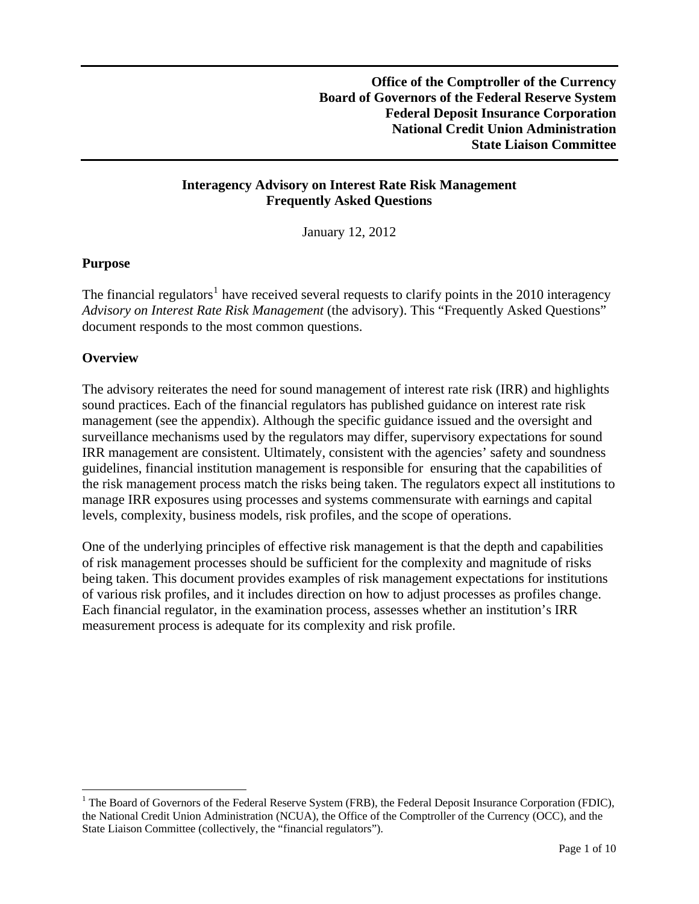**Office of the Comptroller of the Currency**
**Board of Governors of the Federal Reserve System**
**Federal Deposit Insurance Corporation**
**National Credit Union Administration**
**State Liaison Committee**

# Interagency Advisory on Interest Rate Risk Management Frequently Asked Questions

January 12, 2012

## Purpose

The financial regulators[1] have received several requests to clarify points in the 2010 interagency *Advisory on Interest Rate Risk Management* (the advisory). This "Frequently Asked Questions" document responds to the most common questions.

## Overview

The advisory reiterates the need for sound management of interest rate risk (IRR) and highlights sound practices. Each of the financial regulators has published guidance on interest rate risk management (see the appendix). Although the specific guidance issued and the oversight and surveillance mechanisms used by the regulators may differ, supervisory expectations for sound IRR management are consistent. Ultimately, consistent with the agencies' safety and soundness guidelines, financial institution management is responsible for ensuring that the capabilities of the risk management process match the risks being taken. The regulators expect all institutions to manage IRR exposures using processes and systems commensurate with earnings and capital levels, complexity, business models, risk profiles, and the scope of operations.

One of the underlying principles of effective risk management is that the depth and capabilities of risk management processes should be sufficient for the complexity and magnitude of risks being taken. This document provides examples of risk management expectations for institutions of various risk profiles, and it includes direction on how to adjust processes as profiles change. Each financial regulator, in the examination process, assesses whether an institution's IRR measurement process is adequate for its complexity and risk profile.

[1] The Board of Governors of the Federal Reserve System (FRB), the Federal Deposit Insurance Corporation (FDIC), the National Credit Union Administration (NCUA), the Office of the Comptroller of the Currency (OCC), and the State Liaison Committee (collectively, the "financial regulators").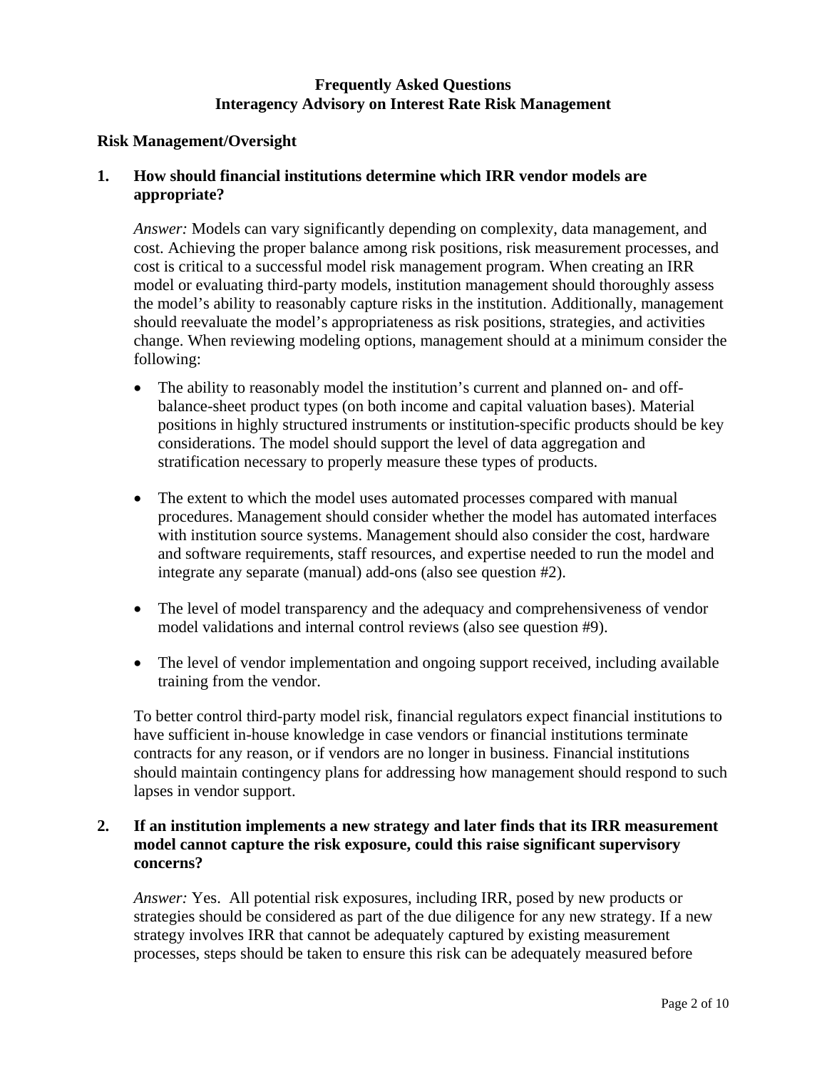**Frequently Asked Questions**
**Interagency Advisory on Interest Rate Risk Management**

## Risk Management/Oversight

**1. How should financial institutions determine which IRR vendor models are appropriate?**

*Answer:* Models can vary significantly depending on complexity, data management, and cost. Achieving the proper balance among risk positions, risk measurement processes, and cost is critical to a successful model risk management program. When creating an IRR model or evaluating third-party models, institution management should thoroughly assess the model's ability to reasonably capture risks in the institution. Additionally, management should reevaluate the model's appropriateness as risk positions, strategies, and activities change. When reviewing modeling options, management should at a minimum consider the following:

- The ability to reasonably model the institution's current and planned on- and off-balance-sheet product types (on both income and capital valuation bases). Material positions in highly structured instruments or institution-specific products should be key considerations. The model should support the level of data aggregation and stratification necessary to properly measure these types of products.

- The extent to which the model uses automated processes compared with manual procedures. Management should consider whether the model has automated interfaces with institution source systems. Management should also consider the cost, hardware and software requirements, staff resources, and expertise needed to run the model and integrate any separate (manual) add-ons (also see question #2).

- The level of model transparency and the adequacy and comprehensiveness of vendor model validations and internal control reviews (also see question #9).

- The level of vendor implementation and ongoing support received, including available training from the vendor.

To better control third-party model risk, financial regulators expect financial institutions to have sufficient in-house knowledge in case vendors or financial institutions terminate contracts for any reason, or if vendors are no longer in business. Financial institutions should maintain contingency plans for addressing how management should respond to such lapses in vendor support.

**2. If an institution implements a new strategy and later finds that its IRR measurement model cannot capture the risk exposure, could this raise significant supervisory concerns?**

*Answer:* Yes. All potential risk exposures, including IRR, posed by new products or strategies should be considered as part of the due diligence for any new strategy. If a new strategy involves IRR that cannot be adequately captured by existing measurement processes, steps should be taken to ensure this risk can be adequately measured before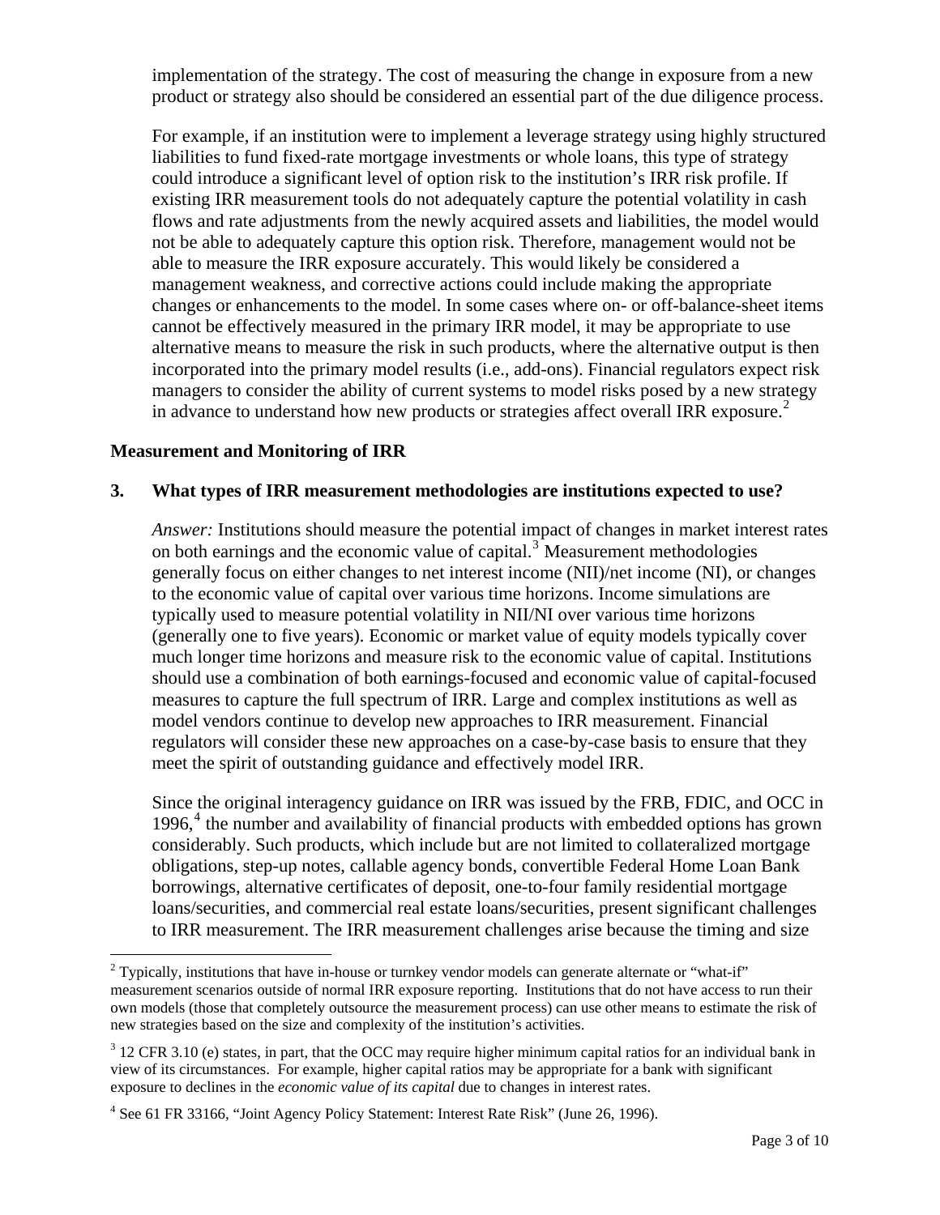implementation of the strategy. The cost of measuring the change in exposure from a new product or strategy also should be considered an essential part of the due diligence process.

For example, if an institution were to implement a leverage strategy using highly structured liabilities to fund fixed-rate mortgage investments or whole loans, this type of strategy could introduce a significant level of option risk to the institution's IRR risk profile. If existing IRR measurement tools do not adequately capture the potential volatility in cash flows and rate adjustments from the newly acquired assets and liabilities, the model would not be able to adequately capture this option risk. Therefore, management would not be able to measure the IRR exposure accurately. This would likely be considered a management weakness, and corrective actions could include making the appropriate changes or enhancements to the model. In some cases where on- or off-balance-sheet items cannot be effectively measured in the primary IRR model, it may be appropriate to use alternative means to measure the risk in such products, where the alternative output is then incorporated into the primary model results (i.e., add-ons). Financial regulators expect risk managers to consider the ability of current systems to model risks posed by a new strategy in advance to understand how new products or strategies affect overall IRR exposure.[2]

**Measurement and Monitoring of IRR**

**3. What types of IRR measurement methodologies are institutions expected to use?**

*Answer:* Institutions should measure the potential impact of changes in market interest rates on both earnings and the economic value of capital.[3] Measurement methodologies generally focus on either changes to net interest income (NII)/net income (NI), or changes to the economic value of capital over various time horizons. Income simulations are typically used to measure potential volatility in NII/NI over various time horizons (generally one to five years). Economic or market value of equity models typically cover much longer time horizons and measure risk to the economic value of capital. Institutions should use a combination of both earnings-focused and economic value of capital-focused measures to capture the full spectrum of IRR. Large and complex institutions as well as model vendors continue to develop new approaches to IRR measurement. Financial regulators will consider these new approaches on a case-by-case basis to ensure that they meet the spirit of outstanding guidance and effectively model IRR.

Since the original interagency guidance on IRR was issued by the FRB, FDIC, and OCC in 1996,[4] the number and availability of financial products with embedded options has grown considerably. Such products, which include but are not limited to collateralized mortgage obligations, step-up notes, callable agency bonds, convertible Federal Home Loan Bank borrowings, alternative certificates of deposit, one-to-four family residential mortgage loans/securities, and commercial real estate loans/securities, present significant challenges to IRR measurement. The IRR measurement challenges arise because the timing and size

---

[2] Typically, institutions that have in-house or turnkey vendor models can generate alternate or "what-if" measurement scenarios outside of normal IRR exposure reporting. Institutions that do not have access to run their own models (those that completely outsource the measurement process) can use other means to estimate the risk of new strategies based on the size and complexity of the institution's activities.

[3] 12 CFR 3.10 (e) states, in part, that the OCC may require higher minimum capital ratios for an individual bank in view of its circumstances. For example, higher capital ratios may be appropriate for a bank with significant exposure to declines in the *economic value of its capital* due to changes in interest rates.

[4] See 61 FR 33166, "Joint Agency Policy Statement: Interest Rate Risk" (June 26, 1996).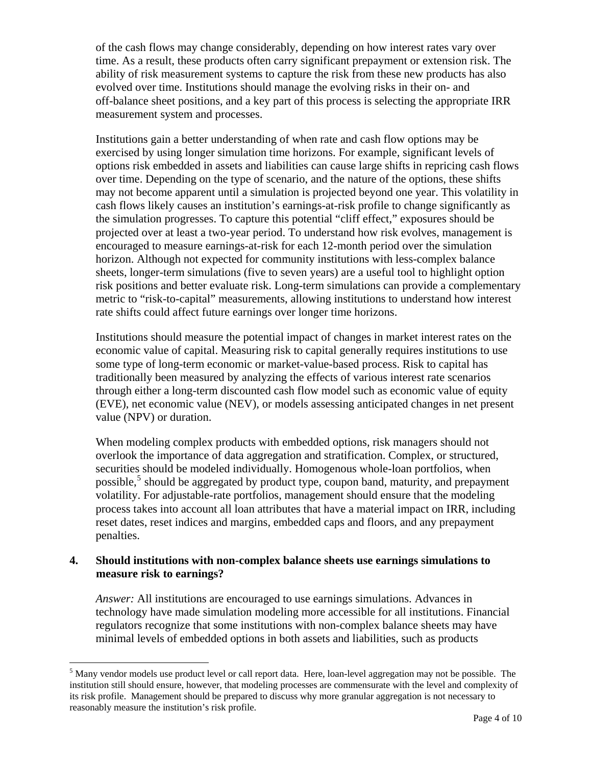of the cash flows may change considerably, depending on how interest rates vary over time. As a result, these products often carry significant prepayment or extension risk. The ability of risk measurement systems to capture the risk from these new products has also evolved over time. Institutions should manage the evolving risks in their on- and off-balance sheet positions, and a key part of this process is selecting the appropriate IRR measurement system and processes.

Institutions gain a better understanding of when rate and cash flow options may be exercised by using longer simulation time horizons. For example, significant levels of options risk embedded in assets and liabilities can cause large shifts in repricing cash flows over time. Depending on the type of scenario, and the nature of the options, these shifts may not become apparent until a simulation is projected beyond one year. This volatility in cash flows likely causes an institution's earnings-at-risk profile to change significantly as the simulation progresses. To capture this potential "cliff effect," exposures should be projected over at least a two-year period. To understand how risk evolves, management is encouraged to measure earnings-at-risk for each 12-month period over the simulation horizon. Although not expected for community institutions with less-complex balance sheets, longer-term simulations (five to seven years) are a useful tool to highlight option risk positions and better evaluate risk. Long-term simulations can provide a complementary metric to "risk-to-capital" measurements, allowing institutions to understand how interest rate shifts could affect future earnings over longer time horizons.

Institutions should measure the potential impact of changes in market interest rates on the economic value of capital. Measuring risk to capital generally requires institutions to use some type of long-term economic or market-value-based process. Risk to capital has traditionally been measured by analyzing the effects of various interest rate scenarios through either a long-term discounted cash flow model such as economic value of equity (EVE), net economic value (NEV), or models assessing anticipated changes in net present value (NPV) or duration.

When modeling complex products with embedded options, risk managers should not overlook the importance of data aggregation and stratification. Complex, or structured, securities should be modeled individually. Homogenous whole-loan portfolios, when possible,[5] should be aggregated by product type, coupon band, maturity, and prepayment volatility. For adjustable-rate portfolios, management should ensure that the modeling process takes into account all loan attributes that have a material impact on IRR, including reset dates, reset indices and margins, embedded caps and floors, and any prepayment penalties.

**4. Should institutions with non-complex balance sheets use earnings simulations to measure risk to earnings?**

*Answer:* All institutions are encouraged to use earnings simulations. Advances in technology have made simulation modeling more accessible for all institutions. Financial regulators recognize that some institutions with non-complex balance sheets may have minimal levels of embedded options in both assets and liabilities, such as products

[5] Many vendor models use product level or call report data. Here, loan-level aggregation may not be possible. The institution still should ensure, however, that modeling processes are commensurate with the level and complexity of its risk profile. Management should be prepared to discuss why more granular aggregation is not necessary to reasonably measure the institution's risk profile.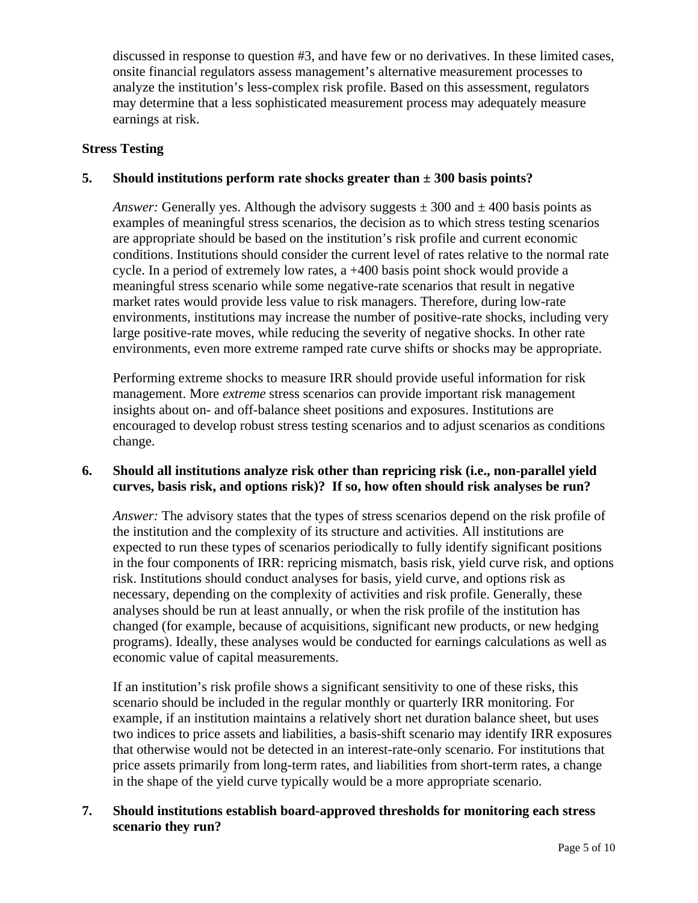discussed in response to question #3, and have few or no derivatives. In these limited cases, onsite financial regulators assess management's alternative measurement processes to analyze the institution's less-complex risk profile. Based on this assessment, regulators may determine that a less sophisticated measurement process may adequately measure earnings at risk.

**Stress Testing**

**5. Should institutions perform rate shocks greater than ± 300 basis points?**

*Answer:* Generally yes. Although the advisory suggests ± 300 and ± 400 basis points as examples of meaningful stress scenarios, the decision as to which stress testing scenarios are appropriate should be based on the institution's risk profile and current economic conditions. Institutions should consider the current level of rates relative to the normal rate cycle. In a period of extremely low rates, a +400 basis point shock would provide a meaningful stress scenario while some negative-rate scenarios that result in negative market rates would provide less value to risk managers. Therefore, during low-rate environments, institutions may increase the number of positive-rate shocks, including very large positive-rate moves, while reducing the severity of negative shocks. In other rate environments, even more extreme ramped rate curve shifts or shocks may be appropriate.

Performing extreme shocks to measure IRR should provide useful information for risk management. More *extreme* stress scenarios can provide important risk management insights about on- and off-balance sheet positions and exposures. Institutions are encouraged to develop robust stress testing scenarios and to adjust scenarios as conditions change.

**6. Should all institutions analyze risk other than repricing risk (i.e., non-parallel yield curves, basis risk, and options risk)? If so, how often should risk analyses be run?**

*Answer:* The advisory states that the types of stress scenarios depend on the risk profile of the institution and the complexity of its structure and activities. All institutions are expected to run these types of scenarios periodically to fully identify significant positions in the four components of IRR: repricing mismatch, basis risk, yield curve risk, and options risk. Institutions should conduct analyses for basis, yield curve, and options risk as necessary, depending on the complexity of activities and risk profile. Generally, these analyses should be run at least annually, or when the risk profile of the institution has changed (for example, because of acquisitions, significant new products, or new hedging programs). Ideally, these analyses would be conducted for earnings calculations as well as economic value of capital measurements.

If an institution's risk profile shows a significant sensitivity to one of these risks, this scenario should be included in the regular monthly or quarterly IRR monitoring. For example, if an institution maintains a relatively short net duration balance sheet, but uses two indices to price assets and liabilities, a basis-shift scenario may identify IRR exposures that otherwise would not be detected in an interest-rate-only scenario. For institutions that price assets primarily from long-term rates, and liabilities from short-term rates, a change in the shape of the yield curve typically would be a more appropriate scenario.

**7. Should institutions establish board-approved thresholds for monitoring each stress scenario they run?**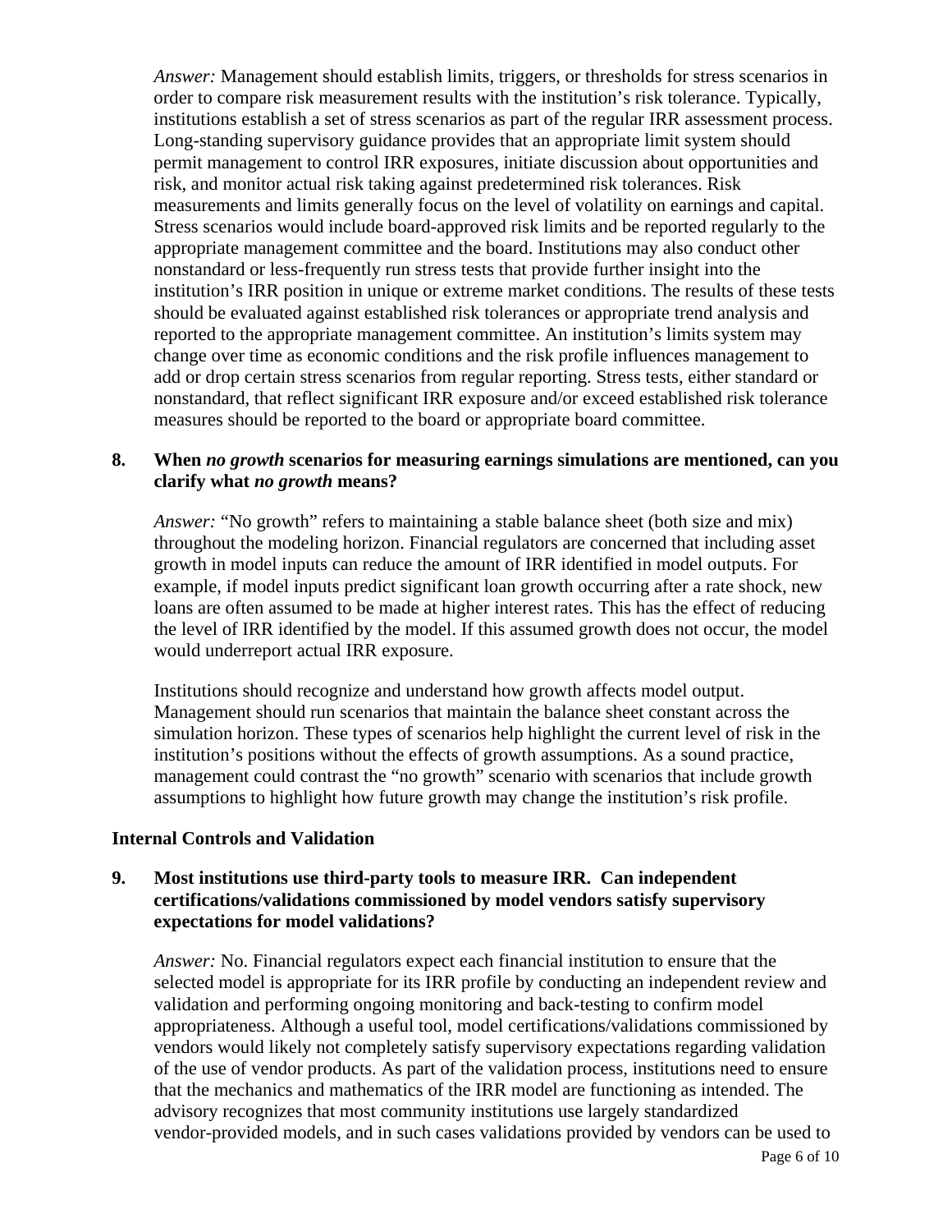*Answer:* Management should establish limits, triggers, or thresholds for stress scenarios in order to compare risk measurement results with the institution's risk tolerance. Typically, institutions establish a set of stress scenarios as part of the regular IRR assessment process. Long-standing supervisory guidance provides that an appropriate limit system should permit management to control IRR exposures, initiate discussion about opportunities and risk, and monitor actual risk taking against predetermined risk tolerances. Risk measurements and limits generally focus on the level of volatility on earnings and capital. Stress scenarios would include board-approved risk limits and be reported regularly to the appropriate management committee and the board. Institutions may also conduct other nonstandard or less-frequently run stress tests that provide further insight into the institution's IRR position in unique or extreme market conditions. The results of these tests should be evaluated against established risk tolerances or appropriate trend analysis and reported to the appropriate management committee. An institution's limits system may change over time as economic conditions and the risk profile influences management to add or drop certain stress scenarios from regular reporting. Stress tests, either standard or nonstandard, that reflect significant IRR exposure and/or exceed established risk tolerance measures should be reported to the board or appropriate board committee.

**8. When *no growth* scenarios for measuring earnings simulations are mentioned, can you clarify what *no growth* means?**

*Answer:* "No growth" refers to maintaining a stable balance sheet (both size and mix) throughout the modeling horizon. Financial regulators are concerned that including asset growth in model inputs can reduce the amount of IRR identified in model outputs. For example, if model inputs predict significant loan growth occurring after a rate shock, new loans are often assumed to be made at higher interest rates. This has the effect of reducing the level of IRR identified by the model. If this assumed growth does not occur, the model would underreport actual IRR exposure.

Institutions should recognize and understand how growth affects model output. Management should run scenarios that maintain the balance sheet constant across the simulation horizon. These types of scenarios help highlight the current level of risk in the institution's positions without the effects of growth assumptions. As a sound practice, management could contrast the "no growth" scenario with scenarios that include growth assumptions to highlight how future growth may change the institution's risk profile.

## Internal Controls and Validation

**9. Most institutions use third-party tools to measure IRR. Can independent certifications/validations commissioned by model vendors satisfy supervisory expectations for model validations?**

*Answer:* No. Financial regulators expect each financial institution to ensure that the selected model is appropriate for its IRR profile by conducting an independent review and validation and performing ongoing monitoring and back-testing to confirm model appropriateness. Although a useful tool, model certifications/validations commissioned by vendors would likely not completely satisfy supervisory expectations regarding validation of the use of vendor products. As part of the validation process, institutions need to ensure that the mechanics and mathematics of the IRR model are functioning as intended. The advisory recognizes that most community institutions use largely standardized vendor-provided models, and in such cases validations provided by vendors can be used to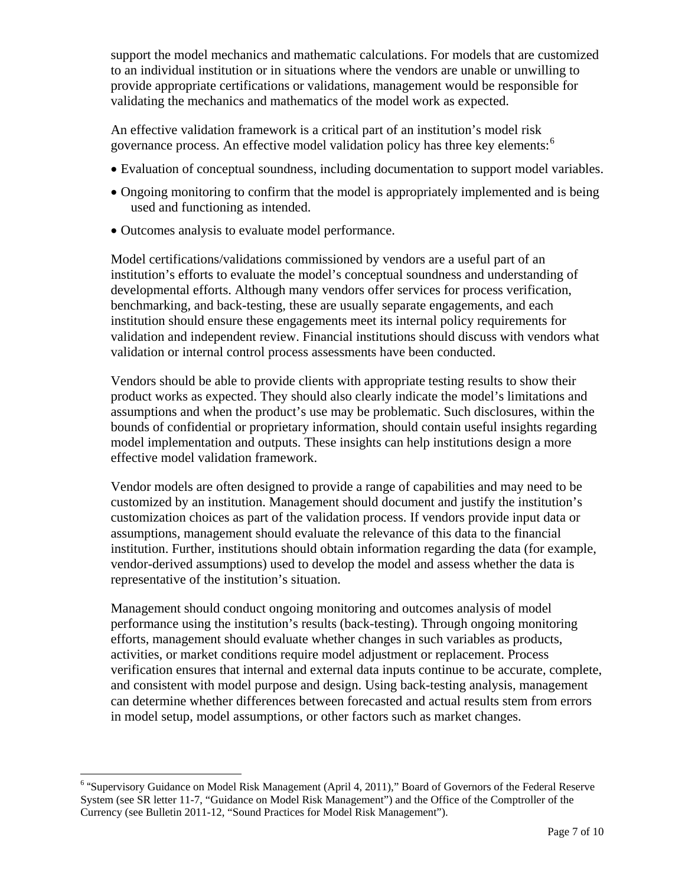support the model mechanics and mathematic calculations. For models that are customized to an individual institution or in situations where the vendors are unable or unwilling to provide appropriate certifications or validations, management would be responsible for validating the mechanics and mathematics of the model work as expected.

An effective validation framework is a critical part of an institution's model risk governance process. An effective model validation policy has three key elements:[6]

- Evaluation of conceptual soundness, including documentation to support model variables.
- Ongoing monitoring to confirm that the model is appropriately implemented and is being used and functioning as intended.
- Outcomes analysis to evaluate model performance.

Model certifications/validations commissioned by vendors are a useful part of an institution's efforts to evaluate the model's conceptual soundness and understanding of developmental efforts. Although many vendors offer services for process verification, benchmarking, and back-testing, these are usually separate engagements, and each institution should ensure these engagements meet its internal policy requirements for validation and independent review. Financial institutions should discuss with vendors what validation or internal control process assessments have been conducted.

Vendors should be able to provide clients with appropriate testing results to show their product works as expected. They should also clearly indicate the model's limitations and assumptions and when the product's use may be problematic. Such disclosures, within the bounds of confidential or proprietary information, should contain useful insights regarding model implementation and outputs. These insights can help institutions design a more effective model validation framework.

Vendor models are often designed to provide a range of capabilities and may need to be customized by an institution. Management should document and justify the institution's customization choices as part of the validation process. If vendors provide input data or assumptions, management should evaluate the relevance of this data to the financial institution. Further, institutions should obtain information regarding the data (for example, vendor-derived assumptions) used to develop the model and assess whether the data is representative of the institution's situation.

Management should conduct ongoing monitoring and outcomes analysis of model performance using the institution's results (back-testing). Through ongoing monitoring efforts, management should evaluate whether changes in such variables as products, activities, or market conditions require model adjustment or replacement. Process verification ensures that internal and external data inputs continue to be accurate, complete, and consistent with model purpose and design. Using back-testing analysis, management can determine whether differences between forecasted and actual results stem from errors in model setup, model assumptions, or other factors such as market changes.

---

[6] "Supervisory Guidance on Model Risk Management (April 4, 2011)," Board of Governors of the Federal Reserve System (see SR letter 11-7, "Guidance on Model Risk Management") and the Office of the Comptroller of the Currency (see Bulletin 2011-12, "Sound Practices for Model Risk Management").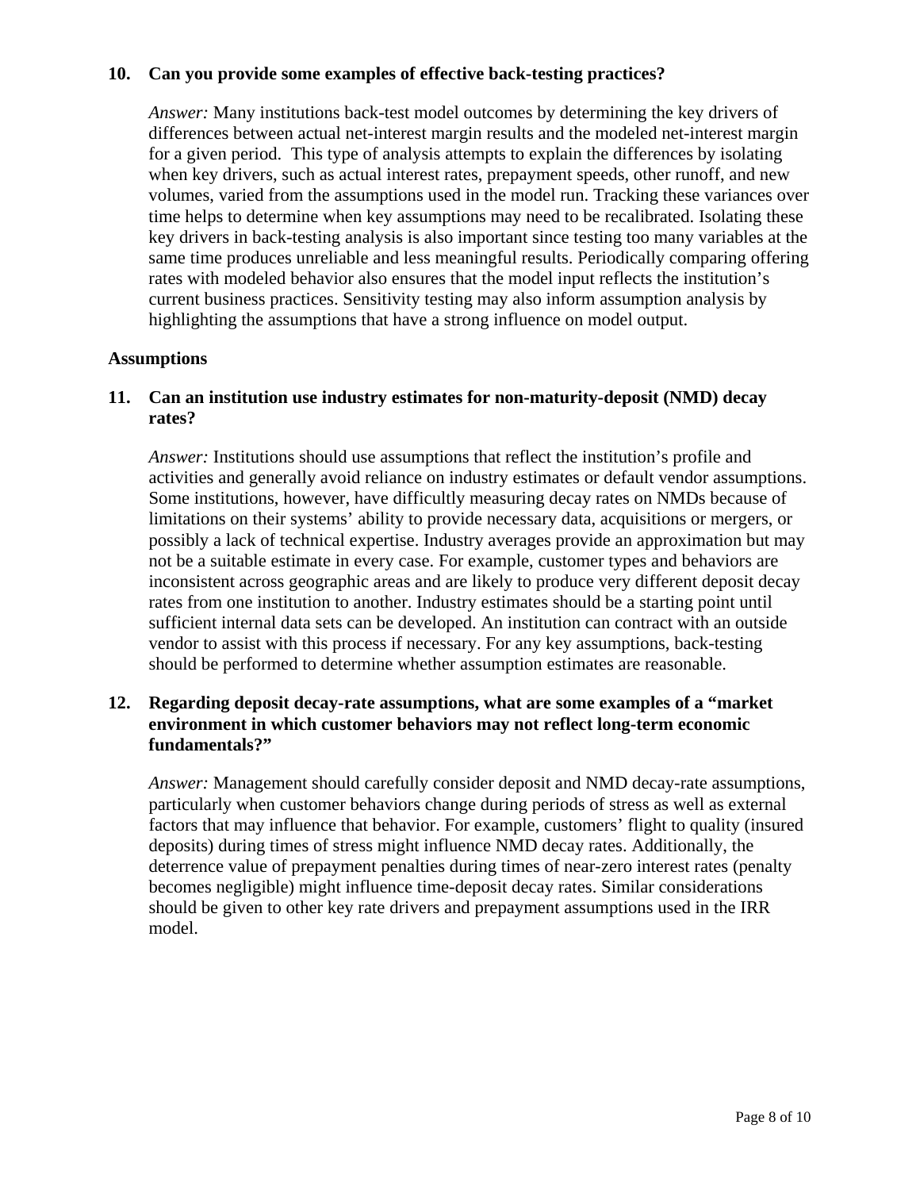**10. Can you provide some examples of effective back-testing practices?**

*Answer:* Many institutions back-test model outcomes by determining the key drivers of differences between actual net-interest margin results and the modeled net-interest margin for a given period. This type of analysis attempts to explain the differences by isolating when key drivers, such as actual interest rates, prepayment speeds, other runoff, and new volumes, varied from the assumptions used in the model run. Tracking these variances over time helps to determine when key assumptions may need to be recalibrated. Isolating these key drivers in back-testing analysis is also important since testing too many variables at the same time produces unreliable and less meaningful results. Periodically comparing offering rates with modeled behavior also ensures that the model input reflects the institution's current business practices. Sensitivity testing may also inform assumption analysis by highlighting the assumptions that have a strong influence on model output.

## Assumptions

**11. Can an institution use industry estimates for non-maturity-deposit (NMD) decay rates?**

*Answer:* Institutions should use assumptions that reflect the institution's profile and activities and generally avoid reliance on industry estimates or default vendor assumptions. Some institutions, however, have difficultly measuring decay rates on NMDs because of limitations on their systems' ability to provide necessary data, acquisitions or mergers, or possibly a lack of technical expertise. Industry averages provide an approximation but may not be a suitable estimate in every case. For example, customer types and behaviors are inconsistent across geographic areas and are likely to produce very different deposit decay rates from one institution to another. Industry estimates should be a starting point until sufficient internal data sets can be developed. An institution can contract with an outside vendor to assist with this process if necessary. For any key assumptions, back-testing should be performed to determine whether assumption estimates are reasonable.

**12. Regarding deposit decay-rate assumptions, what are some examples of a "market environment in which customer behaviors may not reflect long-term economic fundamentals?"**

*Answer:* Management should carefully consider deposit and NMD decay-rate assumptions, particularly when customer behaviors change during periods of stress as well as external factors that may influence that behavior. For example, customers' flight to quality (insured deposits) during times of stress might influence NMD decay rates. Additionally, the deterrence value of prepayment penalties during times of near-zero interest rates (penalty becomes negligible) might influence time-deposit decay rates. Similar considerations should be given to other key rate drivers and prepayment assumptions used in the IRR model.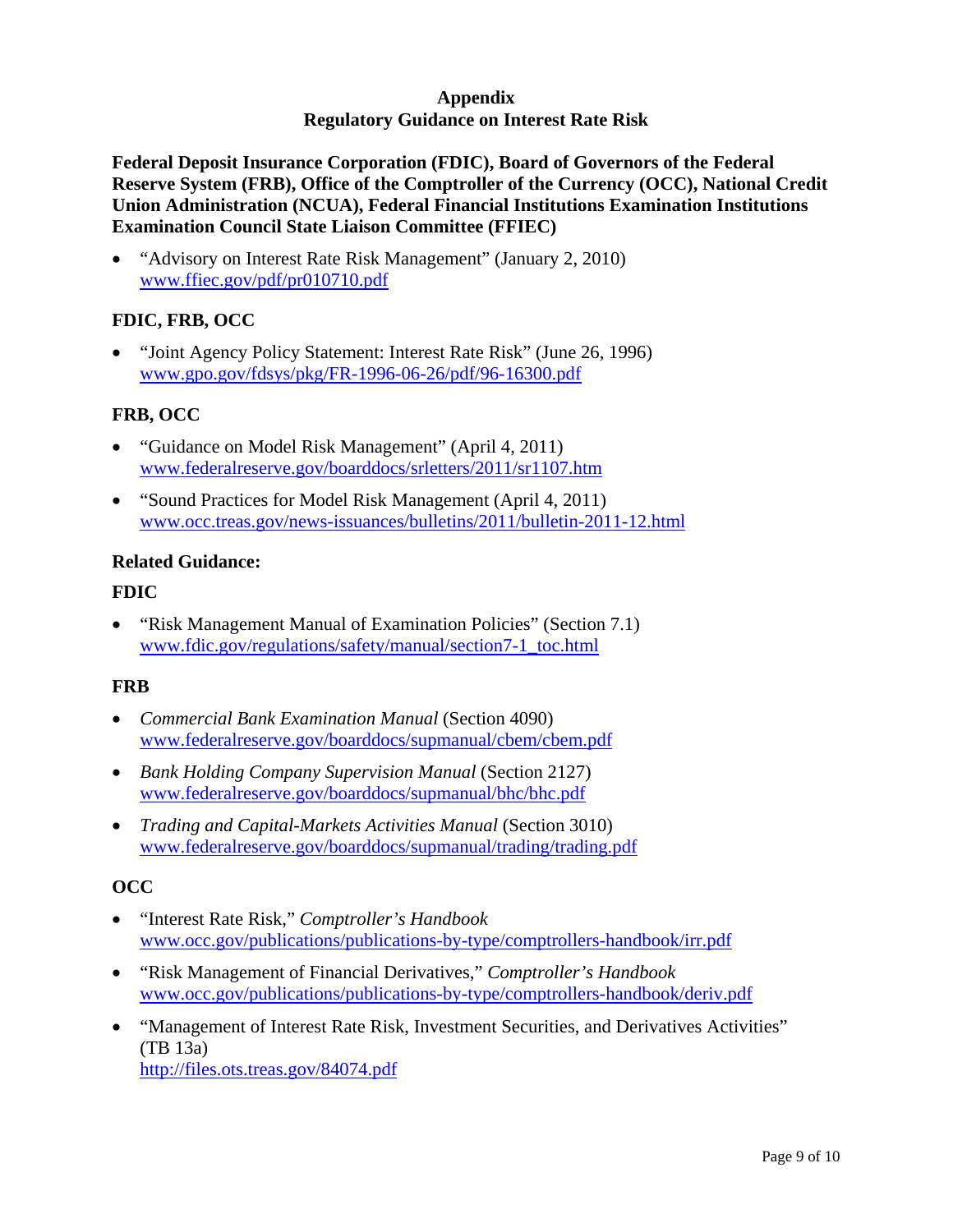# Appendix
## Regulatory Guidance on Interest Rate Risk

**Federal Deposit Insurance Corporation (FDIC), Board of Governors of the Federal Reserve System (FRB), Office of the Comptroller of the Currency (OCC), National Credit Union Administration (NCUA), Federal Financial Institutions Examination Institutions Examination Council State Liaison Committee (FFIEC)**

- "Advisory on Interest Rate Risk Management" (January 2, 2010)
  www.ffiec.gov/pdf/pr010710.pdf

**FDIC, FRB, OCC**

- "Joint Agency Policy Statement: Interest Rate Risk" (June 26, 1996)
  www.gpo.gov/fdsys/pkg/FR-1996-06-26/pdf/96-16300.pdf

**FRB, OCC**

- "Guidance on Model Risk Management" (April 4, 2011)
  www.federalreserve.gov/boarddocs/srletters/2011/sr1107.htm
- "Sound Practices for Model Risk Management (April 4, 2011)
  www.occ.treas.gov/news-issuances/bulletins/2011/bulletin-2011-12.html

**Related Guidance:**

**FDIC**

- "Risk Management Manual of Examination Policies" (Section 7.1)
  www.fdic.gov/regulations/safety/manual/section7-1_toc.html

**FRB**

- *Commercial Bank Examination Manual* (Section 4090)
  www.federalreserve.gov/boarddocs/supmanual/cbem/cbem.pdf
- *Bank Holding Company Supervision Manual* (Section 2127)
  www.federalreserve.gov/boarddocs/supmanual/bhc/bhc.pdf
- *Trading and Capital-Markets Activities Manual* (Section 3010)
  www.federalreserve.gov/boarddocs/supmanual/trading/trading.pdf

**OCC**

- "Interest Rate Risk," *Comptroller's Handbook*
  www.occ.gov/publications/publications-by-type/comptrollers-handbook/irr.pdf
- "Risk Management of Financial Derivatives," *Comptroller's Handbook*
  www.occ.gov/publications/publications-by-type/comptrollers-handbook/deriv.pdf
- "Management of Interest Rate Risk, Investment Securities, and Derivatives Activities" (TB 13a)
  http://files.ots.treas.gov/84074.pdf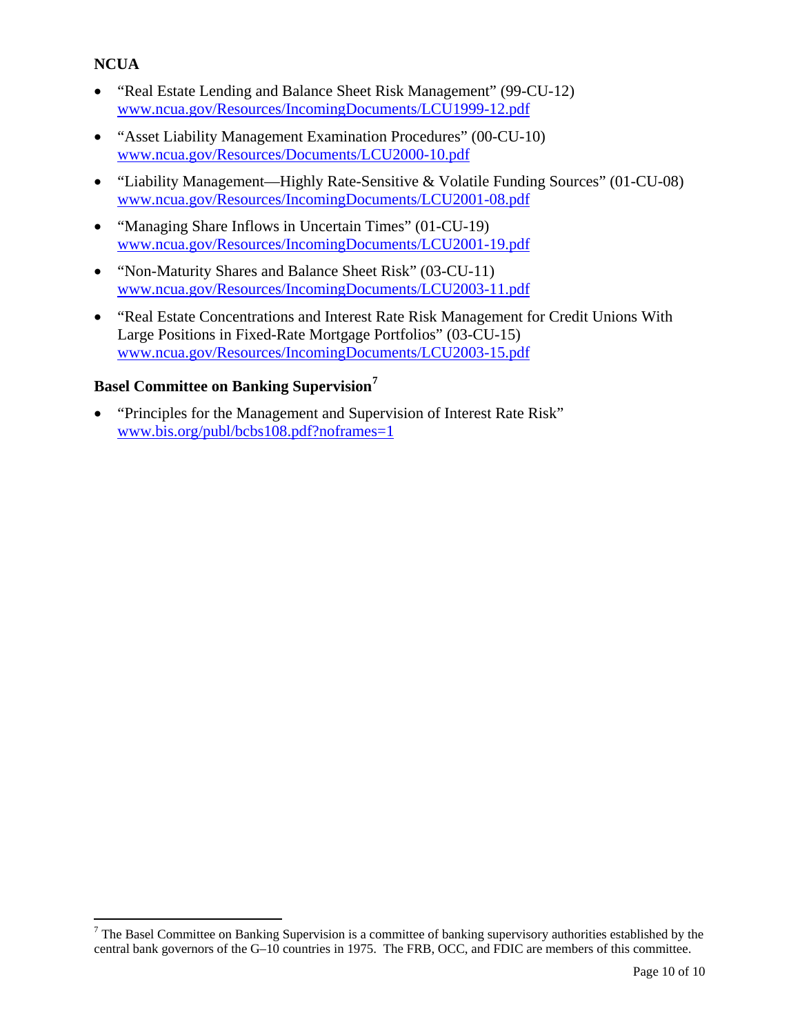**NCUA**

- "Real Estate Lending and Balance Sheet Risk Management" (99-CU-12) www.ncua.gov/Resources/IncomingDocuments/LCU1999-12.pdf
- "Asset Liability Management Examination Procedures" (00-CU-10) www.ncua.gov/Resources/Documents/LCU2000-10.pdf
- "Liability Management—Highly Rate-Sensitive & Volatile Funding Sources" (01-CU-08) www.ncua.gov/Resources/IncomingDocuments/LCU2001-08.pdf
- "Managing Share Inflows in Uncertain Times" (01-CU-19) www.ncua.gov/Resources/IncomingDocuments/LCU2001-19.pdf
- "Non-Maturity Shares and Balance Sheet Risk" (03-CU-11) www.ncua.gov/Resources/IncomingDocuments/LCU2003-11.pdf
- "Real Estate Concentrations and Interest Rate Risk Management for Credit Unions With Large Positions in Fixed-Rate Mortgage Portfolios" (03-CU-15) www.ncua.gov/Resources/IncomingDocuments/LCU2003-15.pdf

**Basel Committee on Banking Supervision**[7]

- "Principles for the Management and Supervision of Interest Rate Risk" www.bis.org/publ/bcbs108.pdf?noframes=1

[7] The Basel Committee on Banking Supervision is a committee of banking supervisory authorities established by the central bank governors of the G–10 countries in 1975. The FRB, OCC, and FDIC are members of this committee.